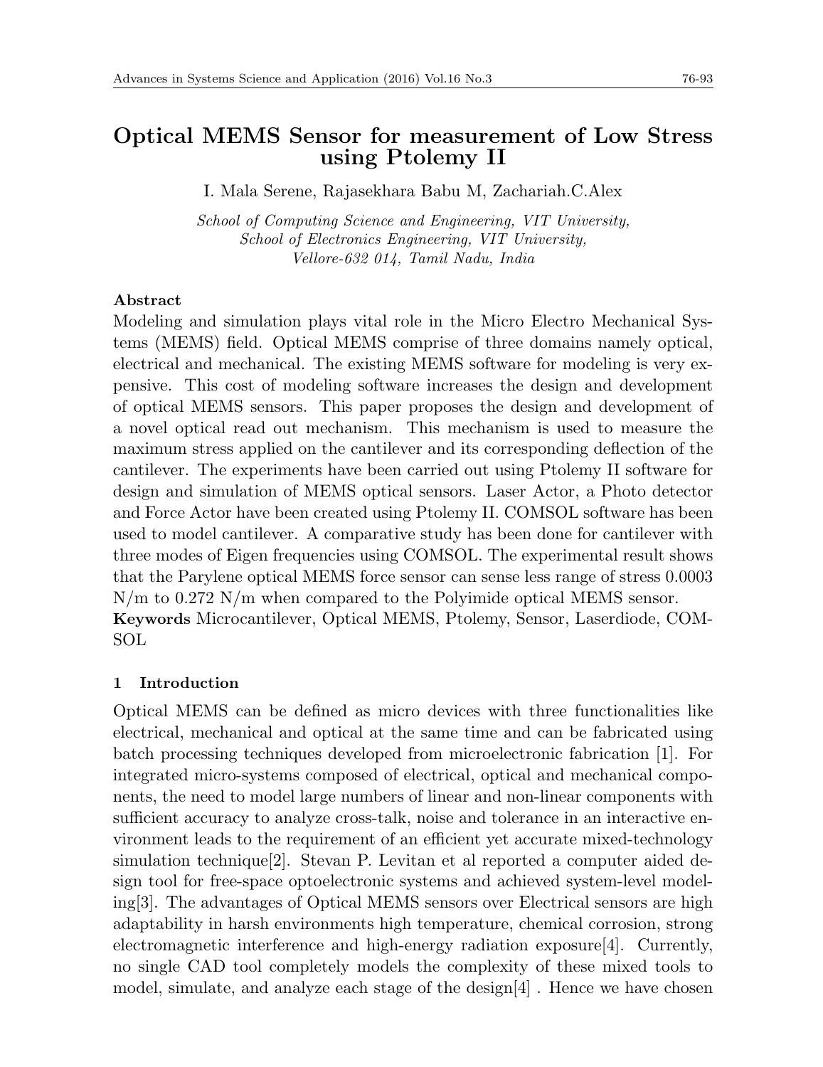# Optical MEMS Sensor for measurement of Low Stress using Ptolemy II

I. Mala Serene, Rajasekhara Babu M, Zachariah.C.Alex

*School of Computing Science and Engineering, VIT University,*
*School of Electronics Engineering, VIT University,*
*Vellore-632 014, Tamil Nadu, India*

**Abstract**

Modeling and simulation plays vital role in the Micro Electro Mechanical Systems (MEMS) field. Optical MEMS comprise of three domains namely optical, electrical and mechanical. The existing MEMS software for modeling is very expensive. This cost of modeling software increases the design and development of optical MEMS sensors. This paper proposes the design and development of a novel optical read out mechanism. This mechanism is used to measure the maximum stress applied on the cantilever and its corresponding deflection of the cantilever. The experiments have been carried out using Ptolemy II software for design and simulation of MEMS optical sensors. Laser Actor, a Photo detector and Force Actor have been created using Ptolemy II. COMSOL software has been used to model cantilever. A comparative study has been done for cantilever with three modes of Eigen frequencies using COMSOL. The experimental result shows that the Parylene optical MEMS force sensor can sense less range of stress 0.0003 N/m to 0.272 N/m when compared to the Polyimide optical MEMS sensor.

**Keywords** Microcantilever, Optical MEMS, Ptolemy, Sensor, Laserdiode, COMSOL

## 1 Introduction

Optical MEMS can be defined as micro devices with three functionalities like electrical, mechanical and optical at the same time and can be fabricated using batch processing techniques developed from microelectronic fabrication [1]. For integrated micro-systems composed of electrical, optical and mechanical components, the need to model large numbers of linear and non-linear components with sufficient accuracy to analyze cross-talk, noise and tolerance in an interactive environment leads to the requirement of an efficient yet accurate mixed-technology simulation technique[2]. Stevan P. Levitan et al reported a computer aided design tool for free-space optoelectronic systems and achieved system-level modeling[3]. The advantages of Optical MEMS sensors over Electrical sensors are high adaptability in harsh environments high temperature, chemical corrosion, strong electromagnetic interference and high-energy radiation exposure[4]. Currently, no single CAD tool completely models the complexity of these mixed tools to model, simulate, and analyze each stage of the design[4] . Hence we have chosen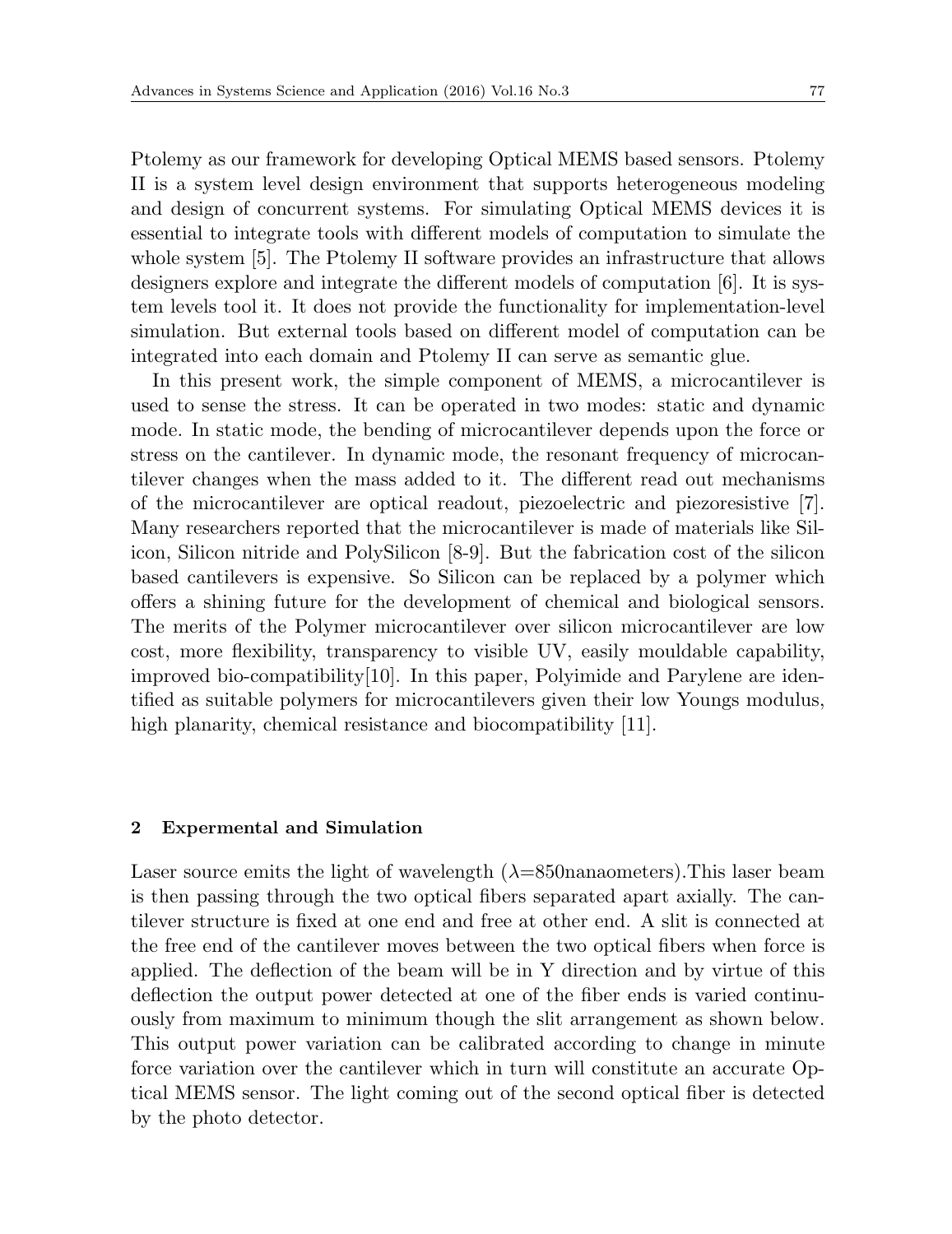Ptolemy as our framework for developing Optical MEMS based sensors. Ptolemy II is a system level design environment that supports heterogeneous modeling and design of concurrent systems. For simulating Optical MEMS devices it is essential to integrate tools with different models of computation to simulate the whole system [5]. The Ptolemy II software provides an infrastructure that allows designers explore and integrate the different models of computation [6]. It is system levels tool it. It does not provide the functionality for implementation-level simulation. But external tools based on different model of computation can be integrated into each domain and Ptolemy II can serve as semantic glue.

In this present work, the simple component of MEMS, a microcantilever is used to sense the stress. It can be operated in two modes: static and dynamic mode. In static mode, the bending of microcantilever depends upon the force or stress on the cantilever. In dynamic mode, the resonant frequency of microcantilever changes when the mass added to it. The different read out mechanisms of the microcantilever are optical readout, piezoelectric and piezoresistive [7]. Many researchers reported that the microcantilever is made of materials like Silicon, Silicon nitride and PolySilicon [8-9]. But the fabrication cost of the silicon based cantilevers is expensive. So Silicon can be replaced by a polymer which offers a shining future for the development of chemical and biological sensors. The merits of the Polymer microcantilever over silicon microcantilever are low cost, more flexibility, transparency to visible UV, easily mouldable capability, improved bio-compatibility[10]. In this paper, Polyimide and Parylene are identified as suitable polymers for microcantilevers given their low Youngs modulus, high planarity, chemical resistance and biocompatibility [11].

## 2 Expermental and Simulation

Laser source emits the light of wavelength ($\lambda$=850nanaometers).This laser beam is then passing through the two optical fibers separated apart axially. The cantilever structure is fixed at one end and free at other end. A slit is connected at the free end of the cantilever moves between the two optical fibers when force is applied. The deflection of the beam will be in Y direction and by virtue of this deflection the output power detected at one of the fiber ends is varied continuously from maximum to minimum though the slit arrangement as shown below. This output power variation can be calibrated according to change in minute force variation over the cantilever which in turn will constitute an accurate Optical MEMS sensor. The light coming out of the second optical fiber is detected by the photo detector.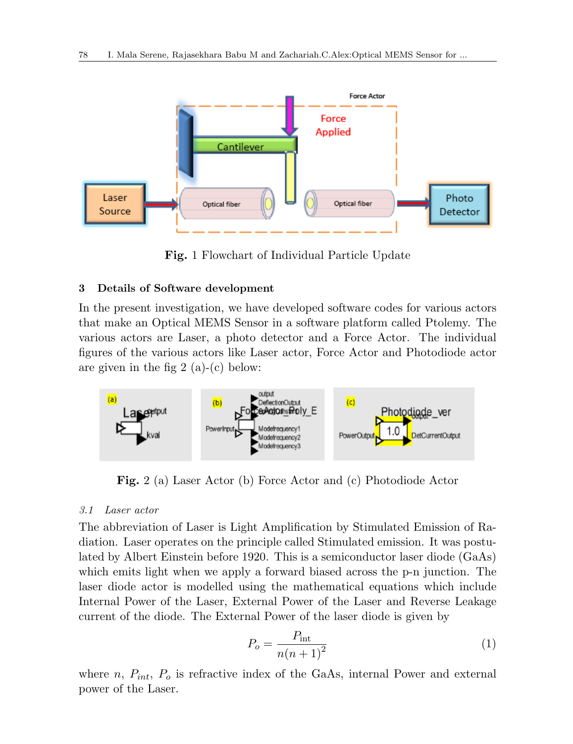Fig. 1 Flowchart of Individual Particle Update

## 3 Details of Software development

In the present investigation, we have developed software codes for various actors that make an Optical MEMS Sensor in a software platform called Ptolemy. The various actors are Laser, a photo detector and a Force Actor. The individual figures of the various actors like Laser actor, Force Actor and Photodiode actor are given in the fig 2 (a)-(c) below:

**Fig.** 2 (a) Laser Actor (b) Force Actor and (c) Photodiode Actor

### *3.1 Laser actor*

The abbreviation of Laser is Light Amplification by Stimulated Emission of Radiation. Laser operates on the principle called Stimulated emission. It was postulated by Albert Einstein before 1920. This is a semiconductor laser diode (GaAs) which emits light when we apply a forward biased across the p-n junction. The laser diode actor is modelled using the mathematical equations which include Internal Power of the Laser, External Power of the Laser and Reverse Leakage current of the diode. The External Power of the laser diode is given by

$$P_o = \frac{P_{\text{int}}}{n(n+1)^2} \tag{1}$$

where $n$, $P_{int}$, $P_o$ is refractive index of the GaAs, internal Power and external power of the Laser.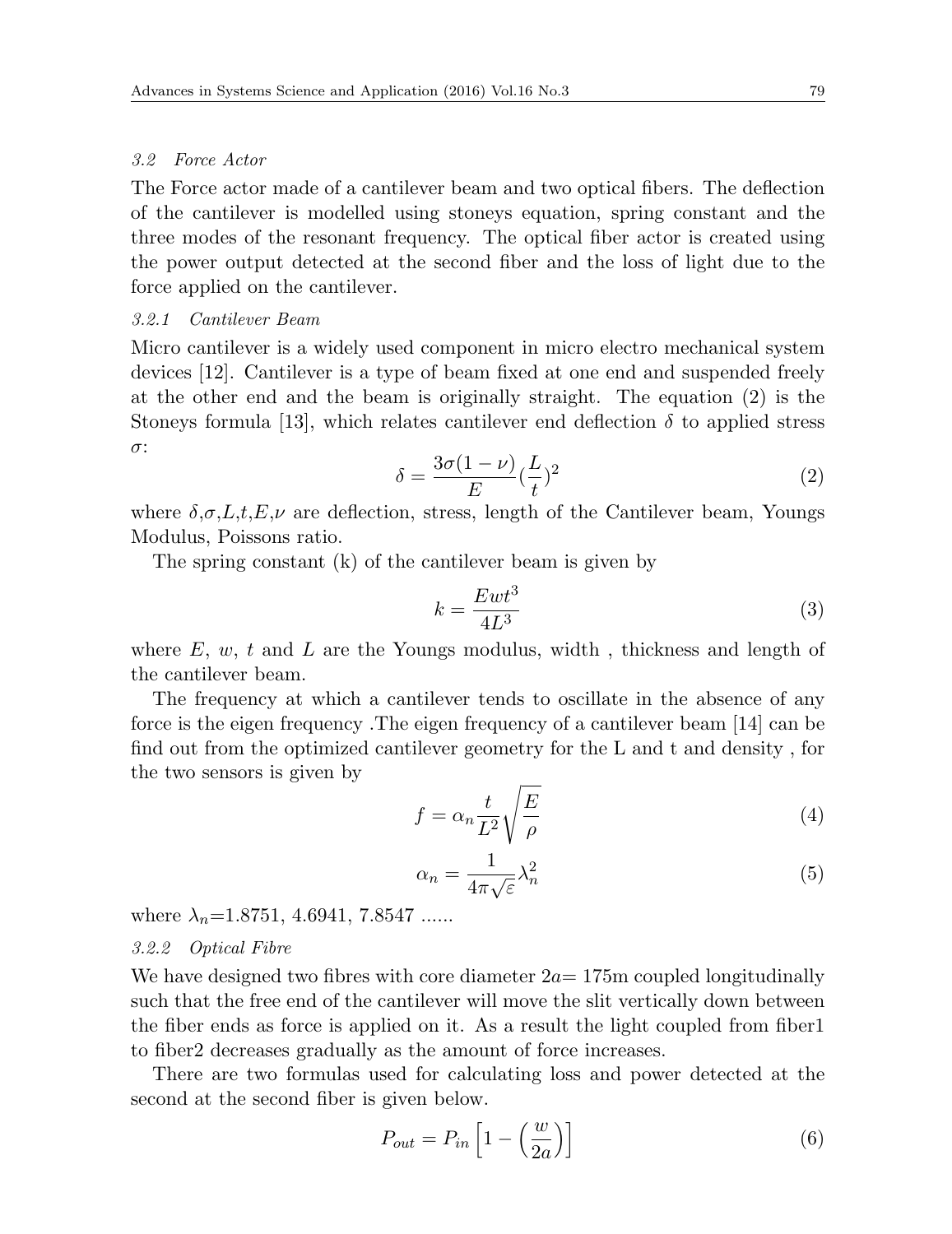### 3.2 Force Actor

The Force actor made of a cantilever beam and two optical fibers. The deflection of the cantilever is modelled using stoneys equation, spring constant and the three modes of the resonant frequency. The optical fiber actor is created using the power output detected at the second fiber and the loss of light due to the force applied on the cantilever.

#### 3.2.1 Cantilever Beam

Micro cantilever is a widely used component in micro electro mechanical system devices [12]. Cantilever is a type of beam fixed at one end and suspended freely at the other end and the beam is originally straight. The equation (2) is the Stoneys formula [13], which relates cantilever end deflection $\delta$ to applied stress $\sigma$:

$$\delta = \frac{3\sigma(1-\nu)}{E}(\frac{L}{t})^2 \tag{2}$$

where $\delta$,$\sigma$,$L$,$t$,$E$,$\nu$ are deflection, stress, length of the Cantilever beam, Youngs Modulus, Poissons ratio.

The spring constant (k) of the cantilever beam is given by

$$k = \frac{Ewt^3}{4L^3} \tag{3}$$

where $E$, $w$, $t$ and $L$ are the Youngs modulus, width , thickness and length of the cantilever beam.

The frequency at which a cantilever tends to oscillate in the absence of any force is the eigen frequency .The eigen frequency of a cantilever beam [14] can be find out from the optimized cantilever geometry for the L and t and density , for the two sensors is given by

$$f = \alpha_n \frac{t}{L^2}\sqrt{\frac{E}{\rho}} \tag{4}$$

$$\alpha_n = \frac{1}{4\pi\sqrt{\varepsilon}}\lambda_n^2 \tag{5}$$

where $\lambda_n$=1.8751, 4.6941, 7.8547 ......

#### 3.2.2 Optical Fibre

We have designed two fibres with core diameter $2a$= 175m coupled longitudinally such that the free end of the cantilever will move the slit vertically down between the fiber ends as force is applied on it. As a result the light coupled from fiber1 to fiber2 decreases gradually as the amount of force increases.

There are two formulas used for calculating loss and power detected at the second at the second fiber is given below.

$$P_{out} = P_{in}\left[1 - \left(\frac{w}{2a}\right)\right] \tag{6}$$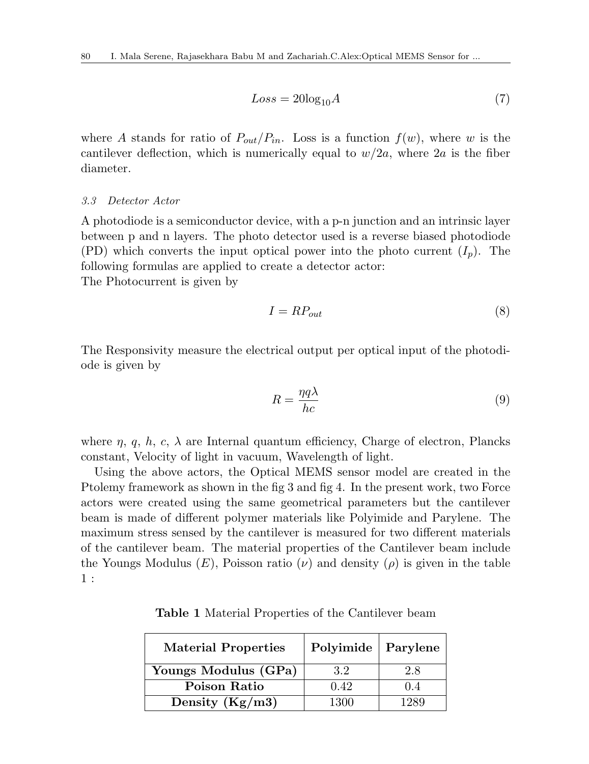$$Loss = 20\log_{10} A \tag{7}$$

where $A$ stands for ratio of $P_{out}/P_{in}$. Loss is a function $f(w)$, where $w$ is the cantilever deflection, which is numerically equal to $w/2a$, where $2a$ is the fiber diameter.

### *3.3 Detector Actor*

A photodiode is a semiconductor device, with a p-n junction and an intrinsic layer between p and n layers. The photo detector used is a reverse biased photodiode (PD) which converts the input optical power into the photo current ($I_p$). The following formulas are applied to create a detector actor:
The Photocurrent is given by

$$I = RP_{out} \tag{8}$$

The Responsivity measure the electrical output per optical input of the photodiode is given by

$$R = \frac{\eta q \lambda}{hc} \tag{9}$$

where $\eta$, $q$, $h$, $c$, $\lambda$ are Internal quantum efficiency, Charge of electron, Plancks constant, Velocity of light in vacuum, Wavelength of light.

Using the above actors, the Optical MEMS sensor model are created in the Ptolemy framework as shown in the fig 3 and fig 4. In the present work, two Force actors were created using the same geometrical parameters but the cantilever beam is made of different polymer materials like Polyimide and Parylene. The maximum stress sensed by the cantilever is measured for two different materials of the cantilever beam. The material properties of the Cantilever beam include the Youngs Modulus ($E$), Poisson ratio ($\nu$) and density ($\rho$) is given in the table 1 :

**Table 1** Material Properties of the Cantilever beam

| **Material Properties** | **Polyimide** | **Parylene** |
|---|---|---|
| **Youngs Modulus (GPa)** | 3.2 | 2.8 |
| **Poison Ratio** | 0.42 | 0.4 |
| **Density (Kg/m3)** | 1300 | 1289 |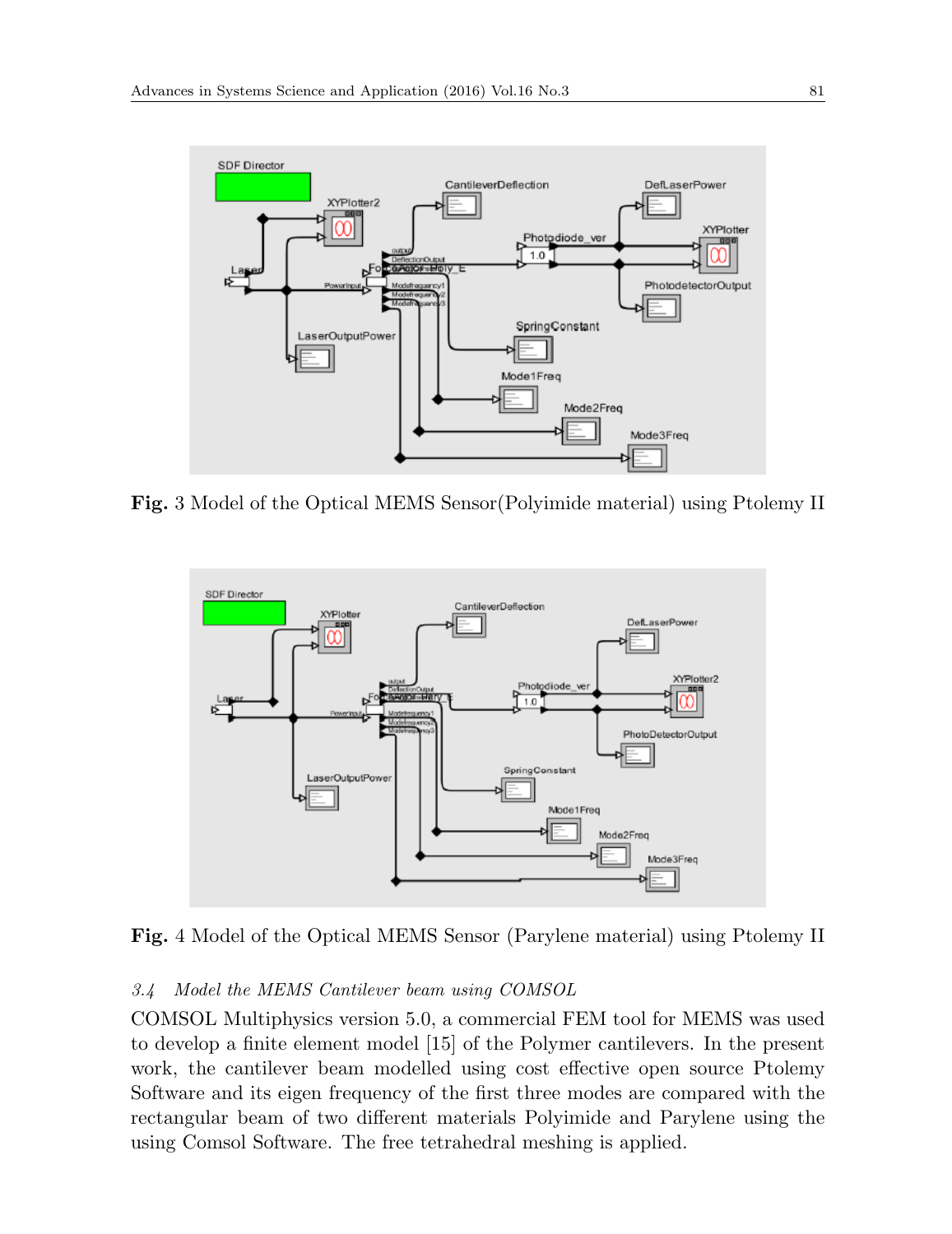Fig. 3 Model of the Optical MEMS Sensor(Polyimide material) using Ptolemy II

Fig. 4 Model of the Optical MEMS Sensor (Parylene material) using Ptolemy II

### *3.4 Model the MEMS Cantilever beam using COMSOL*

COMSOL Multiphysics version 5.0, a commercial FEM tool for MEMS was used to develop a finite element model [15] of the Polymer cantilevers. In the present work, the cantilever beam modelled using cost effective open source Ptolemy Software and its eigen frequency of the first three modes are compared with the rectangular beam of two different materials Polyimide and Parylene using the using Comsol Software. The free tetrahedral meshing is applied.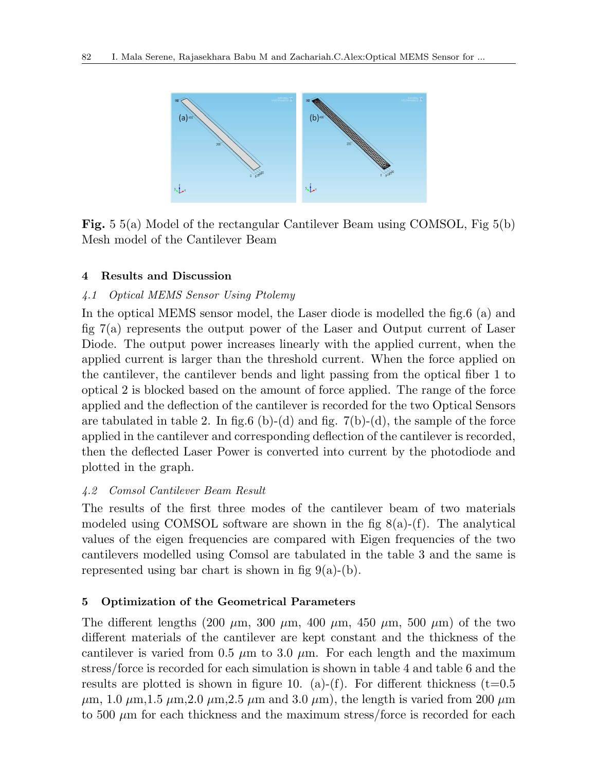**Fig.** 5 5(a) Model of the rectangular Cantilever Beam using COMSOL, Fig 5(b) Mesh model of the Cantilever Beam

## 4 Results and Discussion

### *4.1 Optical MEMS Sensor Using Ptolemy*

In the optical MEMS sensor model, the Laser diode is modelled the fig.6 (a) and fig 7(a) represents the output power of the Laser and Output current of Laser Diode. The output power increases linearly with the applied current, when the applied current is larger than the threshold current. When the force applied on the cantilever, the cantilever bends and light passing from the optical fiber 1 to optical 2 is blocked based on the amount of force applied. The range of the force applied and the deflection of the cantilever is recorded for the two Optical Sensors are tabulated in table 2. In fig.6 (b)-(d) and fig. 7(b)-(d), the sample of the force applied in the cantilever and corresponding deflection of the cantilever is recorded, then the deflected Laser Power is converted into current by the photodiode and plotted in the graph.

### *4.2 Comsol Cantilever Beam Result*

The results of the first three modes of the cantilever beam of two materials modeled using COMSOL software are shown in the fig 8(a)-(f). The analytical values of the eigen frequencies are compared with Eigen frequencies of the two cantilevers modelled using Comsol are tabulated in the table 3 and the same is represented using bar chart is shown in fig 9(a)-(b).

## 5 Optimization of the Geometrical Parameters

The different lengths (200 $\mu$m, 300 $\mu$m, 400 $\mu$m, 450 $\mu$m, 500 $\mu$m) of the two different materials of the cantilever are kept constant and the thickness of the cantilever is varied from 0.5 $\mu$m to 3.0 $\mu$m. For each length and the maximum stress/force is recorded for each simulation is shown in table 4 and table 6 and the results are plotted is shown in figure 10. (a)-(f). For different thickness (t=0.5 $\mu$m, 1.0 $\mu$m,1.5 $\mu$m,2.0 $\mu$m,2.5 $\mu$m and 3.0 $\mu$m), the length is varied from 200 $\mu$m to 500 $\mu$m for each thickness and the maximum stress/force is recorded for each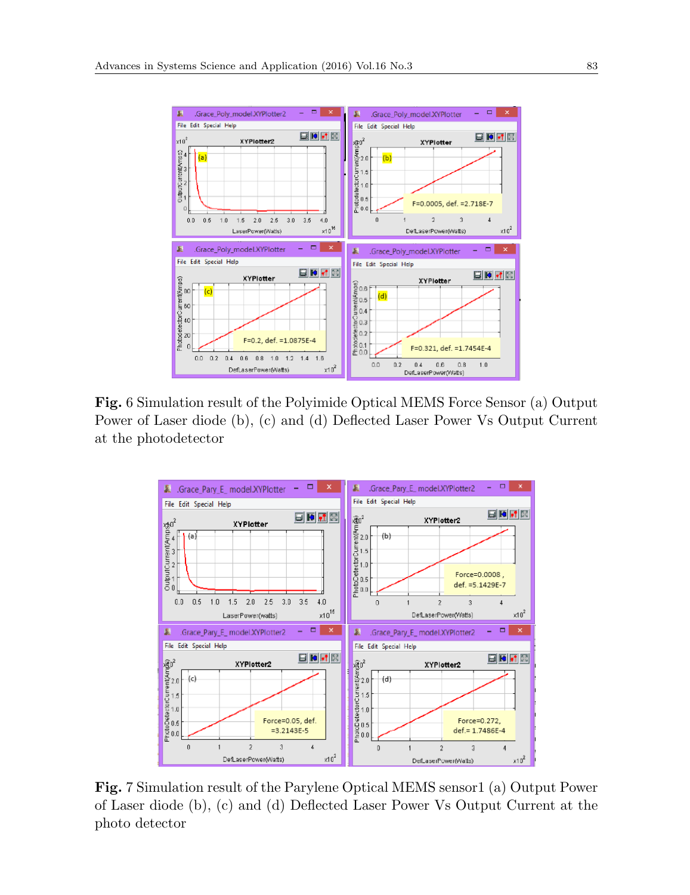**Fig.** 6 Simulation result of the Polyimide Optical MEMS Force Sensor (a) Output Power of Laser diode (b), (c) and (d) Deflected Laser Power Vs Output Current at the photodetector

**Fig.** 7 Simulation result of the Parylene Optical MEMS sensor1 (a) Output Power of Laser diode (b), (c) and (d) Deflected Laser Power Vs Output Current at the photo detector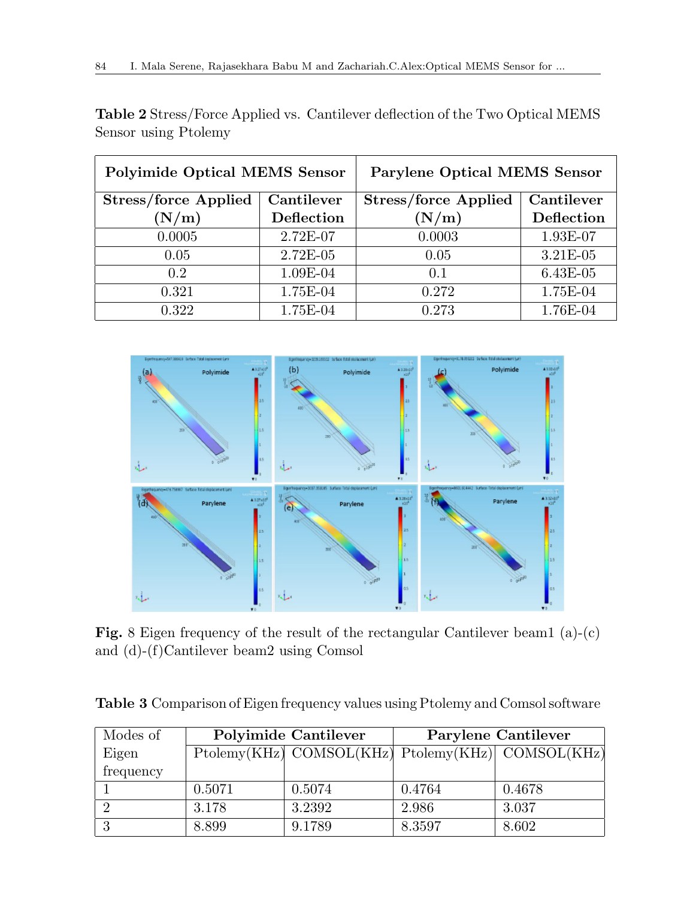**Table 2** Stress/Force Applied vs. Cantilever deflection of the Two Optical MEMS Sensor using Ptolemy

| **Polyimide Optical MEMS Sensor** | | **Parylene Optical MEMS Sensor** | |
|---|---|---|---|
| **Stress/force Applied (N/m)** | **Cantilever Deflection** | **Stress/force Applied (N/m)** | **Cantilever Deflection** |
| 0.0005 | 2.72E-07 | 0.0003 | 1.93E-07 |
| 0.05 | 2.72E-05 | 0.05 | 3.21E-05 |
| 0.2 | 1.09E-04 | 0.1 | 6.43E-05 |
| 0.321 | 1.75E-04 | 0.272 | 1.75E-04 |
| 0.322 | 1.75E-04 | 0.273 | 1.76E-04 |

**Fig.** 8 Eigen frequency of the result of the rectangular Cantilever beam1 (a)-(c) and (d)-(f)Cantilever beam2 using Comsol

**Table 3** Comparison of Eigen frequency values using Ptolemy and Comsol software

| Modes of Eigen frequency | **Polyimide Cantilever** | | **Parylene Cantilever** | |
|---|---|---|---|---|
| | Ptolemy(KHz) | COMSOL(KHz) | Ptolemy(KHz) | COMSOL(KHz) |
| 1 | 0.5071 | 0.5074 | 0.4764 | 0.4678 |
| 2 | 3.178 | 3.2392 | 2.986 | 3.037 |
| 3 | 8.899 | 9.1789 | 8.3597 | 8.602 |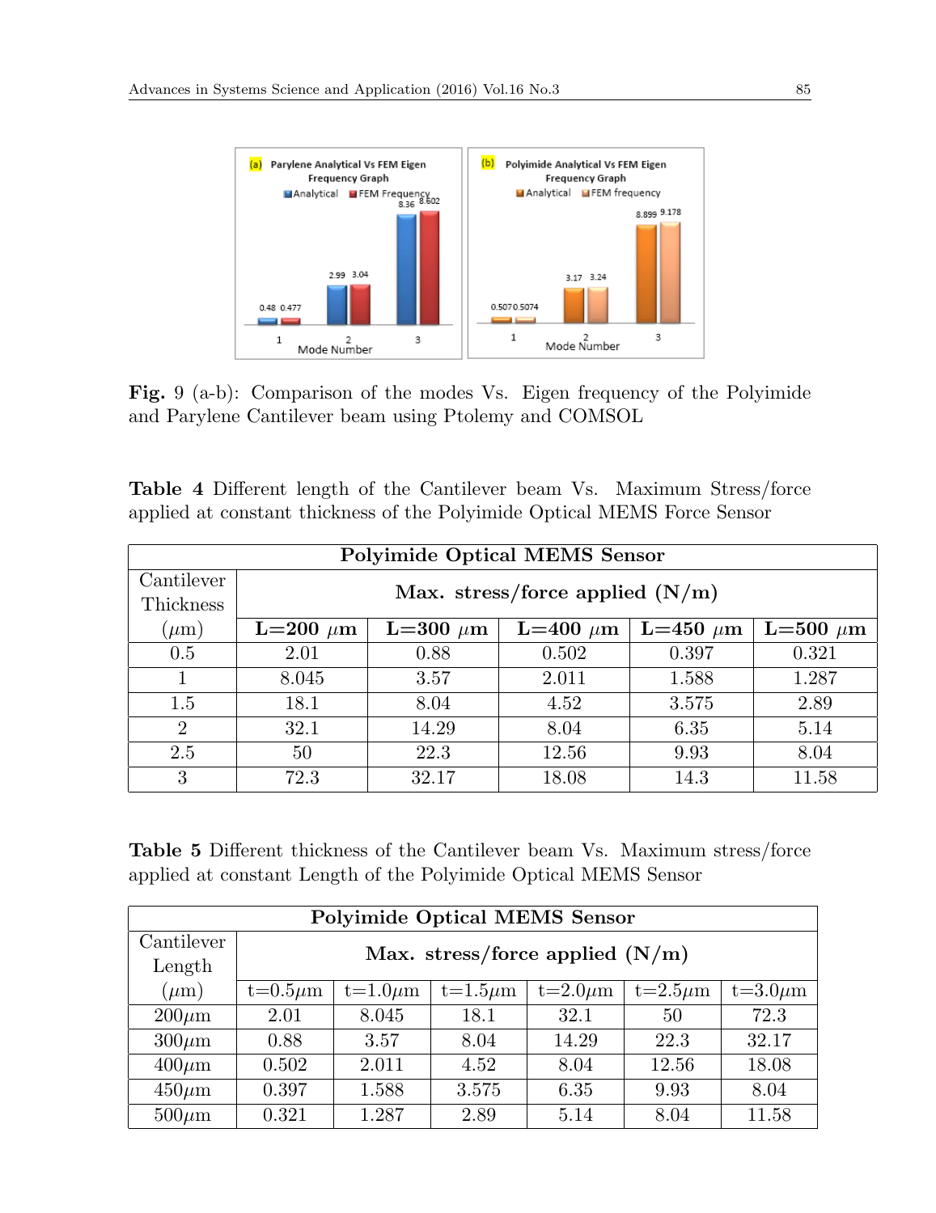**Fig.** 9 (a-b): Comparison of the modes Vs. Eigen frequency of the Polyimide and Parylene Cantilever beam using Ptolemy and COMSOL

**Table 4** Different length of the Cantilever beam Vs. Maximum Stress/force applied at constant thickness of the Polyimide Optical MEMS Force Sensor

| **Polyimide Optical MEMS Sensor** | | | | | |
|---|---|---|---|---|---|
| Cantilever Thickness ($\mu$m) | **Max. stress/force applied (N/m)** | | | | |
| | **L=200 $\mu$m** | **L=300 $\mu$m** | **L=400 $\mu$m** | **L=450 $\mu$m** | **L=500 $\mu$m** |
| 0.5 | 2.01 | 0.88 | 0.502 | 0.397 | 0.321 |
| 1 | 8.045 | 3.57 | 2.011 | 1.588 | 1.287 |
| 1.5 | 18.1 | 8.04 | 4.52 | 3.575 | 2.89 |
| 2 | 32.1 | 14.29 | 8.04 | 6.35 | 5.14 |
| 2.5 | 50 | 22.3 | 12.56 | 9.93 | 8.04 |
| 3 | 72.3 | 32.17 | 18.08 | 14.3 | 11.58 |

**Table 5** Different thickness of the Cantilever beam Vs. Maximum stress/force applied at constant Length of the Polyimide Optical MEMS Sensor

| **Polyimide Optical MEMS Sensor** | | | | | | |
|---|---|---|---|---|---|---|
| Cantilever Length ($\mu$m) | **Max. stress/force applied (N/m)** | | | | | |
| | t=0.5$\mu$m | t=1.0$\mu$m | t=1.5$\mu$m | t=2.0$\mu$m | t=2.5$\mu$m | t=3.0$\mu$m |
| 200$\mu$m | 2.01 | 8.045 | 18.1 | 32.1 | 50 | 72.3 |
| 300$\mu$m | 0.88 | 3.57 | 8.04 | 14.29 | 22.3 | 32.17 |
| 400$\mu$m | 0.502 | 2.011 | 4.52 | 8.04 | 12.56 | 18.08 |
| 450$\mu$m | 0.397 | 1.588 | 3.575 | 6.35 | 9.93 | 8.04 |
| 500$\mu$m | 0.321 | 1.287 | 2.89 | 5.14 | 8.04 | 11.58 |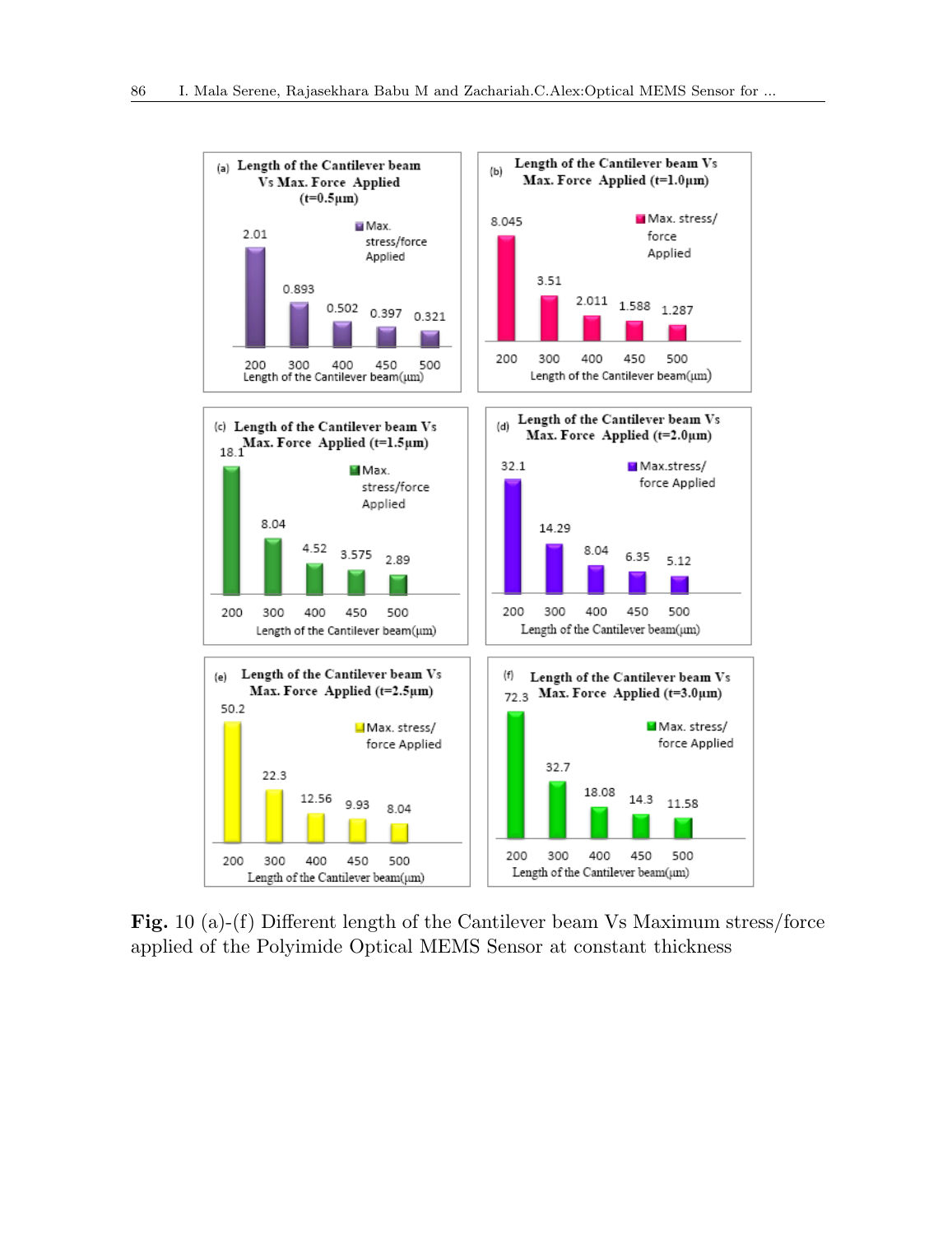(a) Length of the Cantilever beam Vs Max. Force Applied (t=0.5μm)

| Length of the Cantilever beam(μm) | Max. stress/force Applied |
|---|---|
| 200 | 2.01 |
| 300 | 0.893 |
| 400 | 0.502 |
| 450 | 0.397 |
| 500 | 0.321 |

(b) Length of the Cantilever beam Vs Max. Force Applied (t=1.0μm)

| Length of the Cantilever beam(μm) | Max. stress/force Applied |
|---|---|
| 200 | 8.045 |
| 300 | 3.51 |
| 400 | 2.011 |
| 450 | 1.588 |
| 500 | 1.287 |

(c) Length of the Cantilever beam Vs Max. Force Applied (t=1.5μm)

| Length of the Cantilever beam(μm) | Max. stress/force Applied |
|---|---|
| 200 | 18.1 |
| 300 | 8.04 |
| 400 | 4.52 |
| 450 | 3.575 |
| 500 | 2.89 |

(d) Length of the Cantilever beam Vs Max. Force Applied (t=2.0μm)

| Length of the Cantilever beam(μm) | Max.stress/force Applied |
|---|---|
| 200 | 32.1 |
| 300 | 14.29 |
| 400 | 8.04 |
| 450 | 6.35 |
| 500 | 5.12 |

(e) Length of the Cantilever beam Vs Max. Force Applied (t=2.5μm)

| Length of the Cantilever beam(μm) | Max. stress/force Applied |
|---|---|
| 200 | 50.2 |
| 300 | 22.3 |
| 400 | 12.56 |
| 450 | 9.93 |
| 500 | 8.04 |

(f) Length of the Cantilever beam Vs Max. Force Applied (t=3.0μm)

| Length of the Cantilever beam(μm) | Max. stress/force Applied |
|---|---|
| 200 | 72.3 |
| 300 | 32.7 |
| 400 | 18.08 |
| 450 | 14.3 |
| 500 | 11.58 |

**Fig.** 10 (a)-(f) Different length of the Cantilever beam Vs Maximum stress/force applied of the Polyimide Optical MEMS Sensor at constant thickness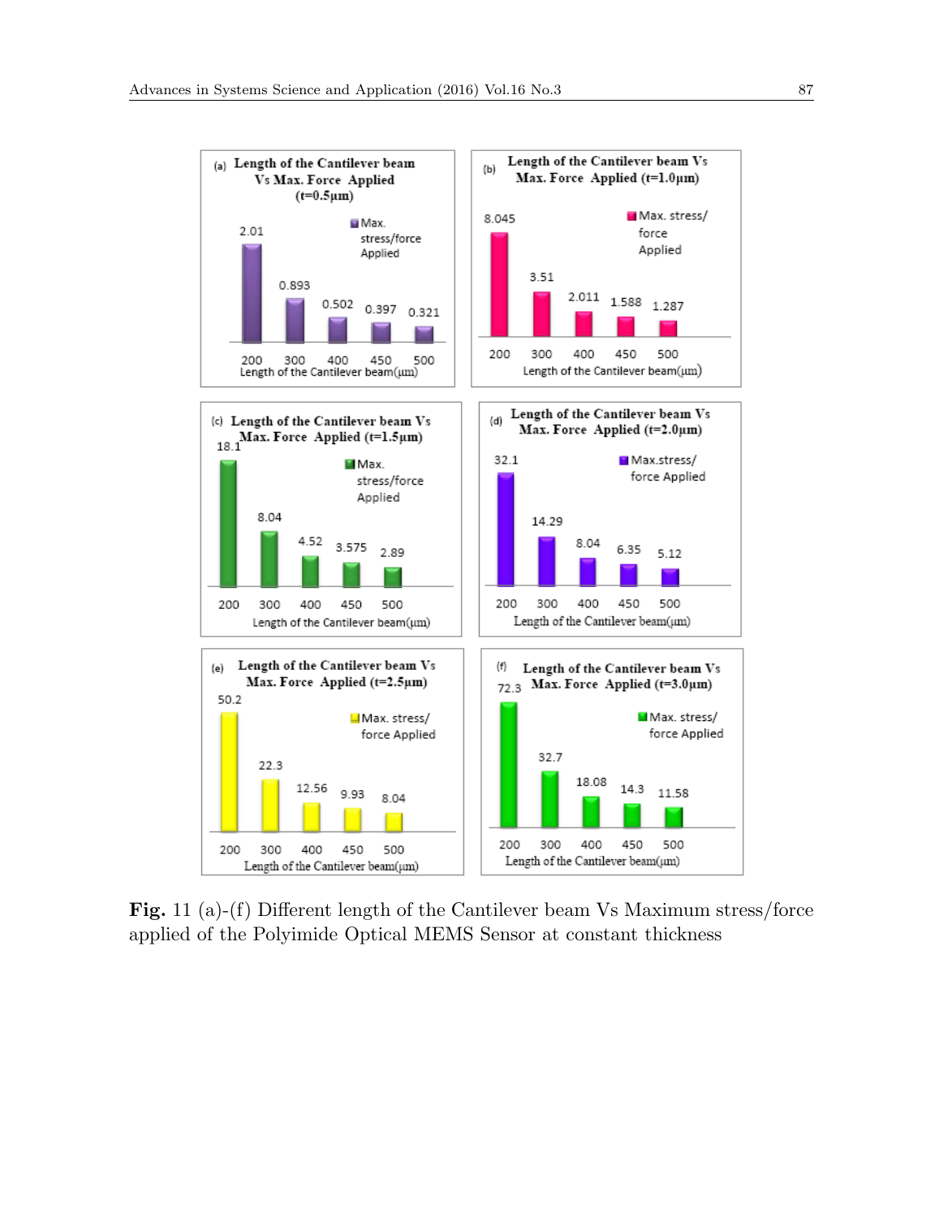**Fig.** 11 (a)-(f) Different length of the Cantilever beam Vs Maximum stress/force applied of the Polyimide Optical MEMS Sensor at constant thickness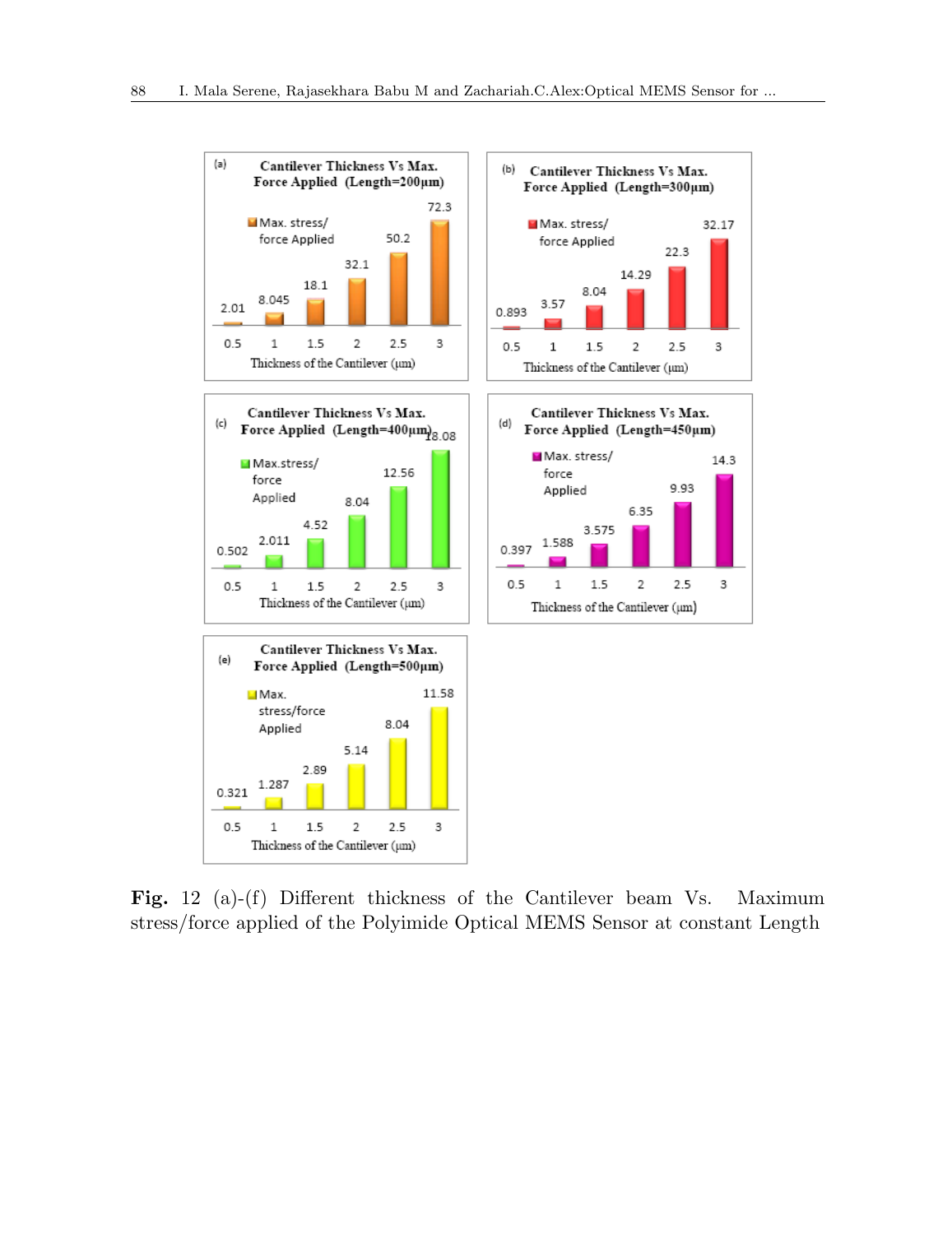(a) Cantilever Thickness Vs Max. Force Applied (Length=200µm)

| Thickness of the Cantilever (µm) | Max. stress/ force Applied |
|---|---|
| 0.5 | 2.01 |
| 1 | 8.045 |
| 1.5 | 18.1 |
| 2 | 32.1 |
| 2.5 | 50.2 |
| 3 | 72.3 |

(b) Cantilever Thickness Vs Max. Force Applied (Length=300µm)

| Thickness of the Cantilever (µm) | Max. stress/ force Applied |
|---|---|
| 0.5 | 0.893 |
| 1 | 3.57 |
| 1.5 | 8.04 |
| 2 | 14.29 |
| 2.5 | 22.3 |
| 3 | 32.17 |

(c) Cantilever Thickness Vs Max. Force Applied (Length=400µm)

| Thickness of the Cantilever (µm) | Max.stress/ force Applied |
|---|---|
| 0.5 | 0.502 |
| 1 | 2.011 |
| 1.5 | 4.52 |
| 2 | 8.04 |
| 2.5 | 12.56 |
| 3 | 18.08 |

(d) Cantilever Thickness Vs Max. Force Applied (Length=450µm)

| Thickness of the Cantilever (µm) | Max. stress/ force Applied |
|---|---|
| 0.5 | 0.397 |
| 1 | 1.588 |
| 1.5 | 3.575 |
| 2 | 6.35 |
| 2.5 | 9.93 |
| 3 | 14.3 |

(e) Cantilever Thickness Vs Max. Force Applied (Length=500µm)

| Thickness of the Cantilever (µm) | Max. stress/force Applied |
|---|---|
| 0.5 | 0.321 |
| 1 | 1.287 |
| 1.5 | 2.89 |
| 2 | 5.14 |
| 2.5 | 8.04 |
| 3 | 11.58 |

**Fig.** 12 (a)-(f) Different thickness of the Cantilever beam Vs. Maximum stress/force applied of the Polyimide Optical MEMS Sensor at constant Length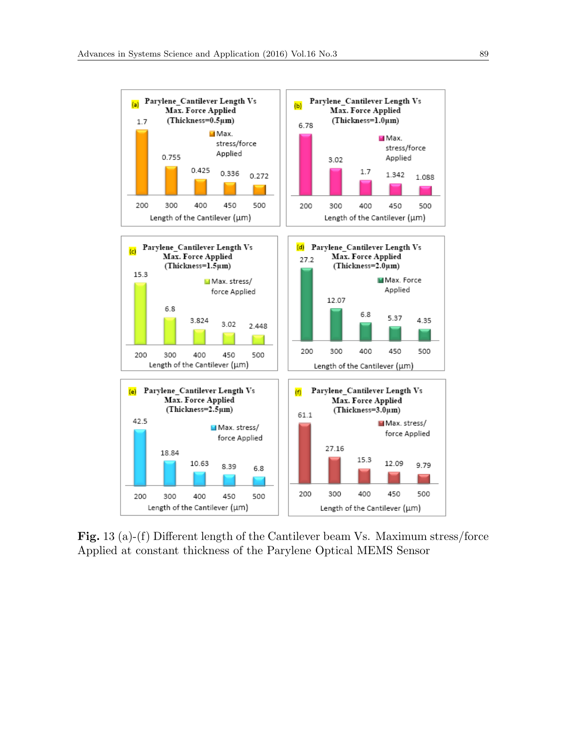**Fig.** 13 (a)-(f) Different length of the Cantilever beam Vs. Maximum stress/force Applied at constant thickness of the Parylene Optical MEMS Sensor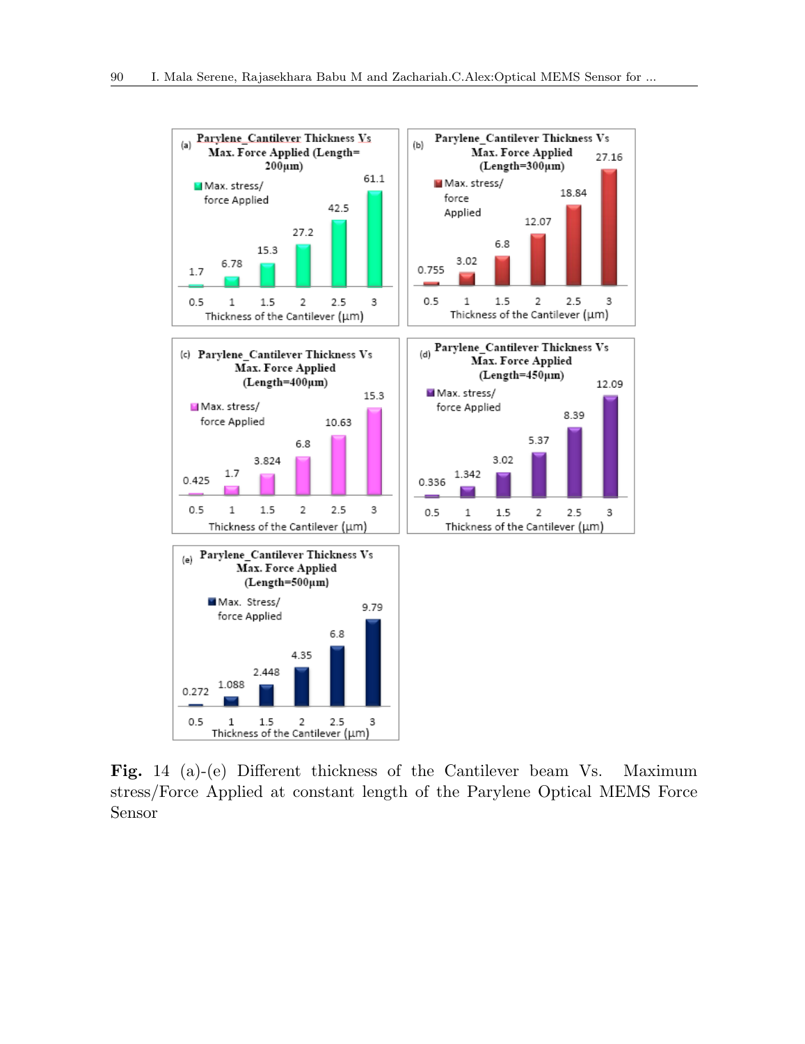**Fig.** 14 (a)-(e) Different thickness of the Cantilever beam Vs. Maximum stress/Force Applied at constant length of the Parylene Optical MEMS Force Sensor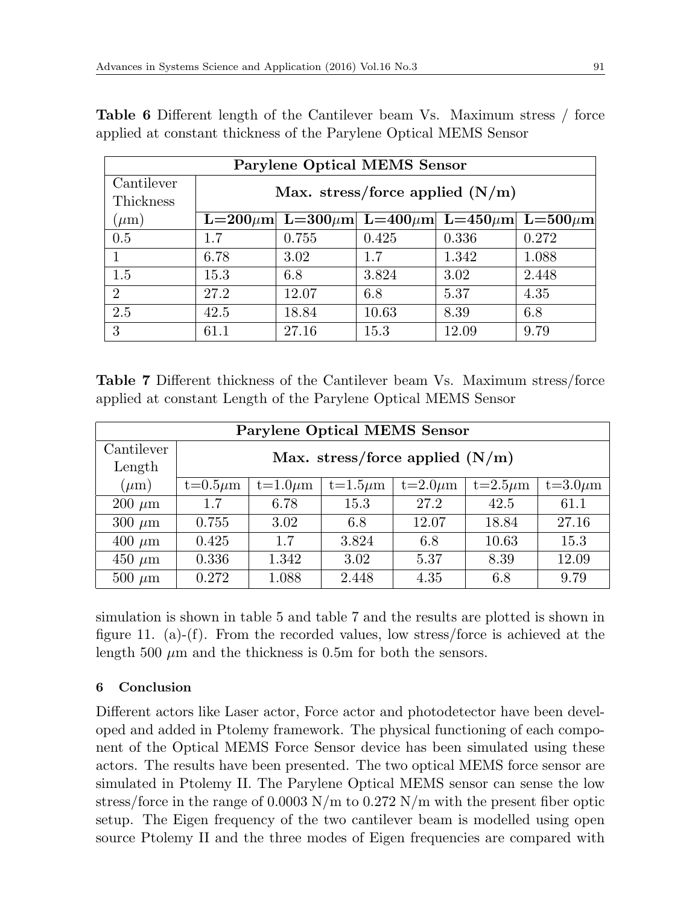**Table 6** Different length of the Cantilever beam Vs. Maximum stress / force applied at constant thickness of the Parylene Optical MEMS Sensor

| **Parylene Optical MEMS Sensor** | | | | | |
|---|---|---|---|---|---|
| Cantilever Thickness ($\mu$m) | **Max. stress/force applied (N/m)** | | | | |
| | **L=200$\mu$m** | **L=300$\mu$m** | **L=400$\mu$m** | **L=450$\mu$m** | **L=500$\mu$m** |
| 0.5 | 1.7 | 0.755 | 0.425 | 0.336 | 0.272 |
| 1 | 6.78 | 3.02 | 1.7 | 1.342 | 1.088 |
| 1.5 | 15.3 | 6.8 | 3.824 | 3.02 | 2.448 |
| 2 | 27.2 | 12.07 | 6.8 | 5.37 | 4.35 |
| 2.5 | 42.5 | 18.84 | 10.63 | 8.39 | 6.8 |
| 3 | 61.1 | 27.16 | 15.3 | 12.09 | 9.79 |

**Table 7** Different thickness of the Cantilever beam Vs. Maximum stress/force applied at constant Length of the Parylene Optical MEMS Sensor

| **Parylene Optical MEMS Sensor** | | | | | | |
|---|---|---|---|---|---|---|
| Cantilever Length ($\mu$m) | **Max. stress/force applied (N/m)** | | | | | |
| | t=0.5$\mu$m | t=1.0$\mu$m | t=1.5$\mu$m | t=2.0$\mu$m | t=2.5$\mu$m | t=3.0$\mu$m |
| 200 $\mu$m | 1.7 | 6.78 | 15.3 | 27.2 | 42.5 | 61.1 |
| 300 $\mu$m | 0.755 | 3.02 | 6.8 | 12.07 | 18.84 | 27.16 |
| 400 $\mu$m | 0.425 | 1.7 | 3.824 | 6.8 | 10.63 | 15.3 |
| 450 $\mu$m | 0.336 | 1.342 | 3.02 | 5.37 | 8.39 | 12.09 |
| 500 $\mu$m | 0.272 | 1.088 | 2.448 | 4.35 | 6.8 | 9.79 |

simulation is shown in table 5 and table 7 and the results are plotted is shown in figure 11. (a)-(f). From the recorded values, low stress/force is achieved at the length 500 $\mu$m and the thickness is 0.5m for both the sensors.

## 6 Conclusion

Different actors like Laser actor, Force actor and photodetector have been developed and added in Ptolemy framework. The physical functioning of each component of the Optical MEMS Force Sensor device has been simulated using these actors. The results have been presented. The two optical MEMS force sensor are simulated in Ptolemy II. The Parylene Optical MEMS sensor can sense the low stress/force in the range of 0.0003 N/m to 0.272 N/m with the present fiber optic setup. The Eigen frequency of the two cantilever beam is modelled using open source Ptolemy II and the three modes of Eigen frequencies are compared with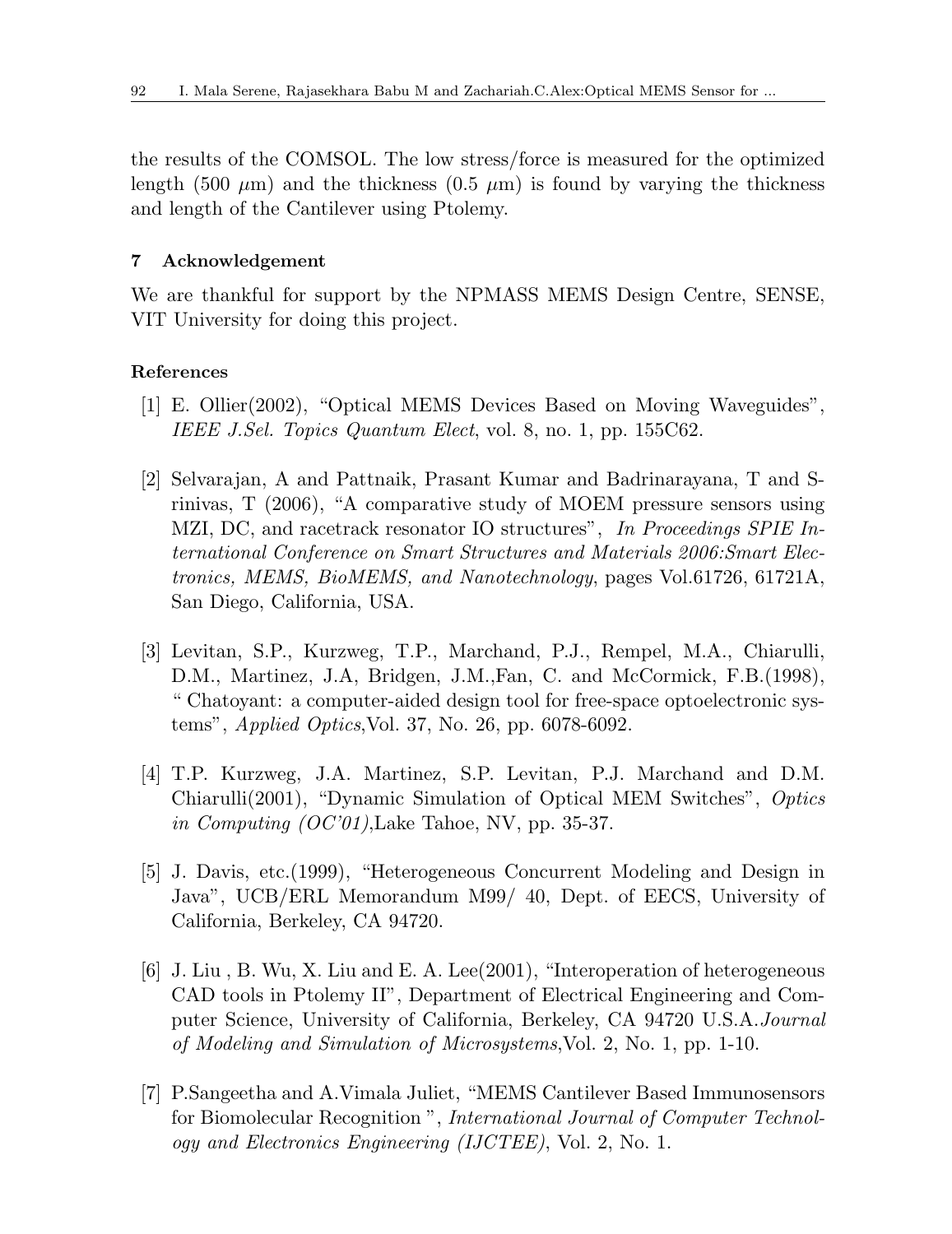the results of the COMSOL. The low stress/force is measured for the optimized length (500 $\mu$m) and the thickness (0.5 $\mu$m) is found by varying the thickness and length of the Cantilever using Ptolemy.

## 7 Acknowledgement

We are thankful for support by the NPMASS MEMS Design Centre, SENSE, VIT University for doing this project.

### References

[1] E. Ollier(2002), "Optical MEMS Devices Based on Moving Waveguides", *IEEE J.Sel. Topics Quantum Elect*, vol. 8, no. 1, pp. 155C62.

[2] Selvarajan, A and Pattnaik, Prasant Kumar and Badrinarayana, T and S-rinivas, T (2006), "A comparative study of MOEM pressure sensors using MZI, DC, and racetrack resonator IO structures", *In Proceedings SPIE International Conference on Smart Structures and Materials 2006:Smart Electronics, MEMS, BioMEMS, and Nanotechnology*, pages Vol.61726, 61721A, San Diego, California, USA.

[3] Levitan, S.P., Kurzweg, T.P., Marchand, P.J., Rempel, M.A., Chiarulli, D.M., Martinez, J.A, Bridgen, J.M.,Fan, C. and McCormick, F.B.(1998), " Chatoyant: a computer-aided design tool for free-space optoelectronic systems", *Applied Optics*,Vol. 37, No. 26, pp. 6078-6092.

[4] T.P. Kurzweg, J.A. Martinez, S.P. Levitan, P.J. Marchand and D.M. Chiarulli(2001), "Dynamic Simulation of Optical MEM Switches", *Optics in Computing (OC'01)*,Lake Tahoe, NV, pp. 35-37.

[5] J. Davis, etc.(1999), "Heterogeneous Concurrent Modeling and Design in Java", UCB/ERL Memorandum M99/ 40, Dept. of EECS, University of California, Berkeley, CA 94720.

[6] J. Liu , B. Wu, X. Liu and E. A. Lee(2001), "Interoperation of heterogeneous CAD tools in Ptolemy II", Department of Electrical Engineering and Computer Science, University of California, Berkeley, CA 94720 U.S.A.*Journal of Modeling and Simulation of Microsystems*,Vol. 2, No. 1, pp. 1-10.

[7] P.Sangeetha and A.Vimala Juliet, "MEMS Cantilever Based Immunosensors for Biomolecular Recognition ", *International Journal of Computer Technology and Electronics Engineering (IJCTEE)*, Vol. 2, No. 1.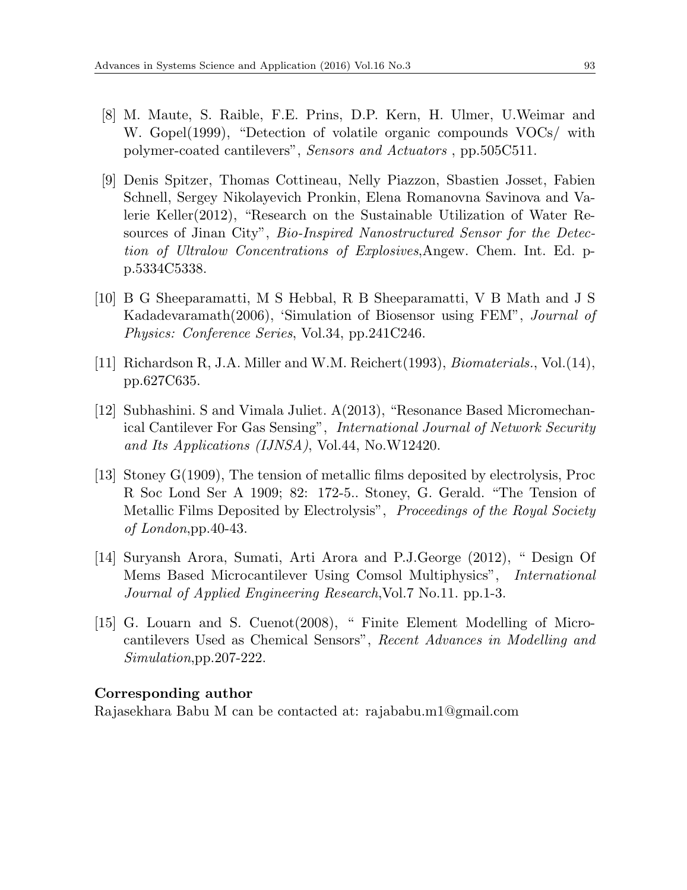[8] M. Maute, S. Raible, F.E. Prins, D.P. Kern, H. Ulmer, U.Weimar and W. Gopel(1999), "Detection of volatile organic compounds VOCs/ with polymer-coated cantilevers", *Sensors and Actuators* , pp.505C511.

[9] Denis Spitzer, Thomas Cottineau, Nelly Piazzon, Sbastien Josset, Fabien Schnell, Sergey Nikolayevich Pronkin, Elena Romanovna Savinova and Valerie Keller(2012), "Research on the Sustainable Utilization of Water Resources of Jinan City", *Bio-Inspired Nanostructured Sensor for the Detection of Ultralow Concentrations of Explosives*,Angew. Chem. Int. Ed. pp.5334C5338.

[10] B G Sheeparamatti, M S Hebbal, R B Sheeparamatti, V B Math and J S Kadadevaramath(2006), 'Simulation of Biosensor using FEM", *Journal of Physics: Conference Series*, Vol.34, pp.241C246.

[11] Richardson R, J.A. Miller and W.M. Reichert(1993), *Biomaterials.*, Vol.(14), pp.627C635.

[12] Subhashini. S and Vimala Juliet. A(2013), "Resonance Based Micromechanical Cantilever For Gas Sensing", *International Journal of Network Security and Its Applications (IJNSA)*, Vol.44, No.W12420.

[13] Stoney G(1909), The tension of metallic films deposited by electrolysis, Proc R Soc Lond Ser A 1909; 82: 172-5.. Stoney, G. Gerald. "The Tension of Metallic Films Deposited by Electrolysis", *Proceedings of the Royal Society of London*,pp.40-43.

[14] Suryansh Arora, Sumati, Arti Arora and P.J.George (2012), " Design Of Mems Based Microcantilever Using Comsol Multiphysics", *International Journal of Applied Engineering Research*,Vol.7 No.11. pp.1-3.

[15] G. Louarn and S. Cuenot(2008), " Finite Element Modelling of Microcantilevers Used as Chemical Sensors", *Recent Advances in Modelling and Simulation*,pp.207-222.

**Corresponding author**

Rajasekhara Babu M can be contacted at: rajababu.m1@gmail.com